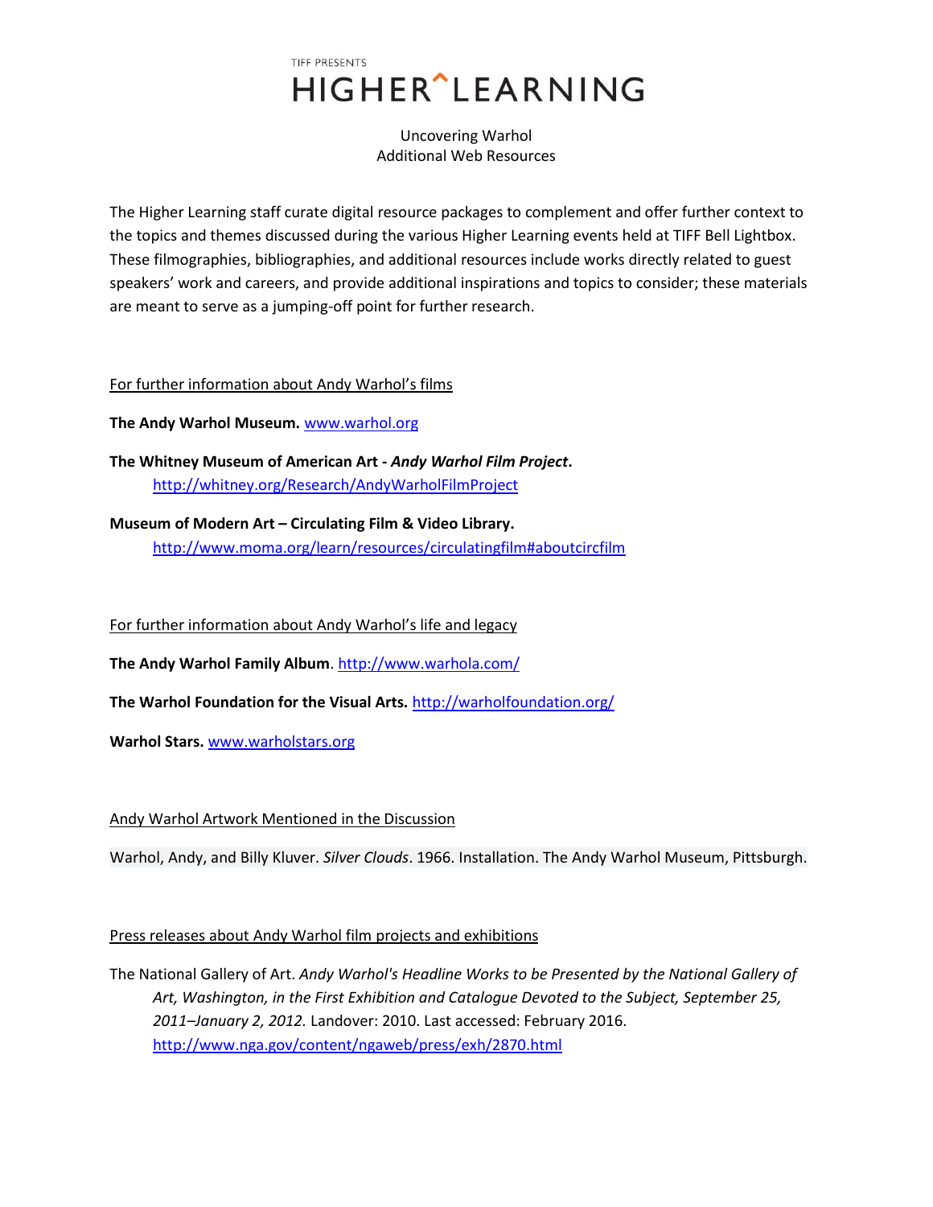TIFF PRESENTS

# HIGHER^LEARNING

Uncovering Warhol
Additional Web Resources

The Higher Learning staff curate digital resource packages to complement and offer further context to the topics and themes discussed during the various Higher Learning events held at TIFF Bell Lightbox. These filmographies, bibliographies, and additional resources include works directly related to guest speakers' work and careers, and provide additional inspirations and topics to consider; these materials are meant to serve as a jumping-off point for further research.

## For further information about Andy Warhol's films

**The Andy Warhol Museum.** www.warhol.org

**The Whitney Museum of American Art - *Andy Warhol Film Project*.** http://whitney.org/Research/AndyWarholFilmProject

**Museum of Modern Art – Circulating Film & Video Library.** http://www.moma.org/learn/resources/circulatingfilm#aboutcircfilm

## For further information about Andy Warhol's life and legacy

**The Andy Warhol Family Album**. http://www.warhola.com/

**The Warhol Foundation for the Visual Arts.** http://warholfoundation.org/

**Warhol Stars.** www.warholstars.org

## Andy Warhol Artwork Mentioned in the Discussion

Warhol, Andy, and Billy Kluver. *Silver Clouds*. 1966. Installation. The Andy Warhol Museum, Pittsburgh.

## Press releases about Andy Warhol film projects and exhibitions

The National Gallery of Art. *Andy Warhol's Headline Works to be Presented by the National Gallery of Art, Washington, in the First Exhibition and Catalogue Devoted to the Subject, September 25, 2011–January 2, 2012.* Landover: 2010. Last accessed: February 2016. http://www.nga.gov/content/ngaweb/press/exh/2870.html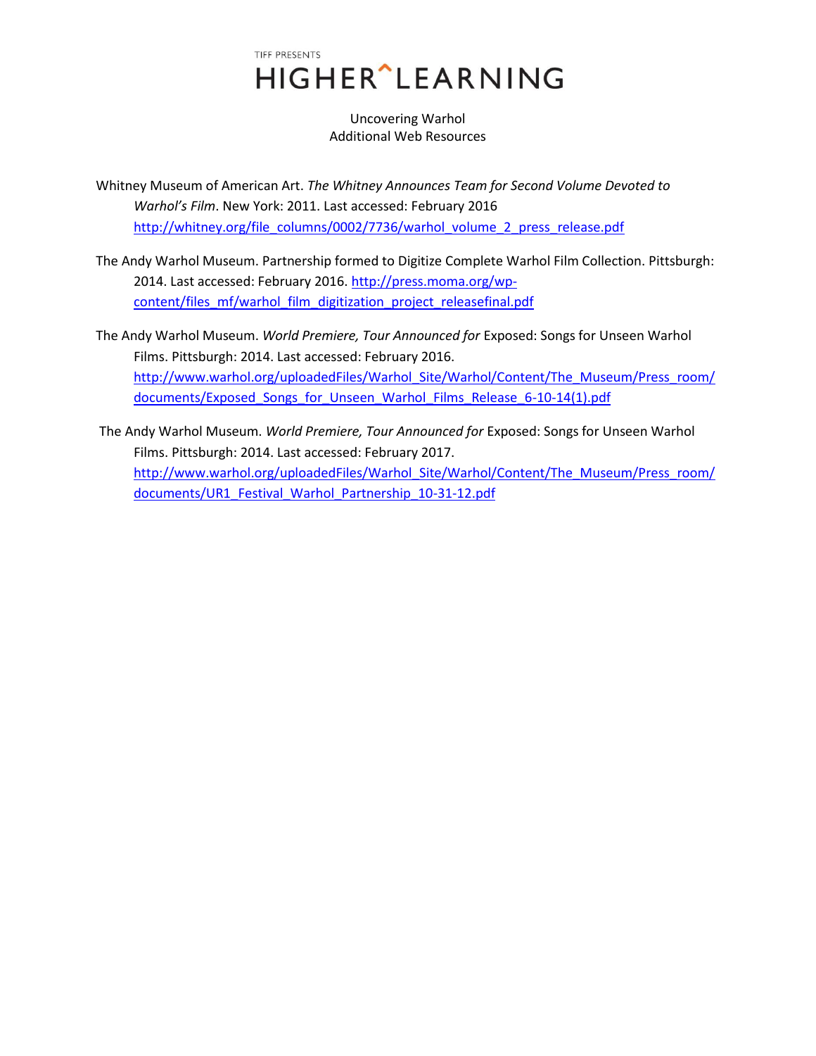TIFF PRESENTS

# HIGHER^LEARNING

Uncovering Warhol
Additional Web Resources

Whitney Museum of American Art. *The Whitney Announces Team for Second Volume Devoted to Warhol's Film*. New York: 2011. Last accessed: February 2016 http://whitney.org/file_columns/0002/7736/warhol_volume_2_press_release.pdf

The Andy Warhol Museum. Partnership formed to Digitize Complete Warhol Film Collection. Pittsburgh: 2014. Last accessed: February 2016. http://press.moma.org/wp-content/files_mf/warhol_film_digitization_project_releasefinal.pdf

The Andy Warhol Museum. *World Premiere, Tour Announced for* Exposed: Songs for Unseen Warhol Films. Pittsburgh: 2014. Last accessed: February 2016. http://www.warhol.org/uploadedFiles/Warhol_Site/Warhol/Content/The_Museum/Press_room/documents/Exposed_Songs_for_Unseen_Warhol_Films_Release_6-10-14(1).pdf

The Andy Warhol Museum. *World Premiere, Tour Announced for* Exposed: Songs for Unseen Warhol Films. Pittsburgh: 2014. Last accessed: February 2017. http://www.warhol.org/uploadedFiles/Warhol_Site/Warhol/Content/The_Museum/Press_room/documents/UR1_Festival_Warhol_Partnership_10-31-12.pdf